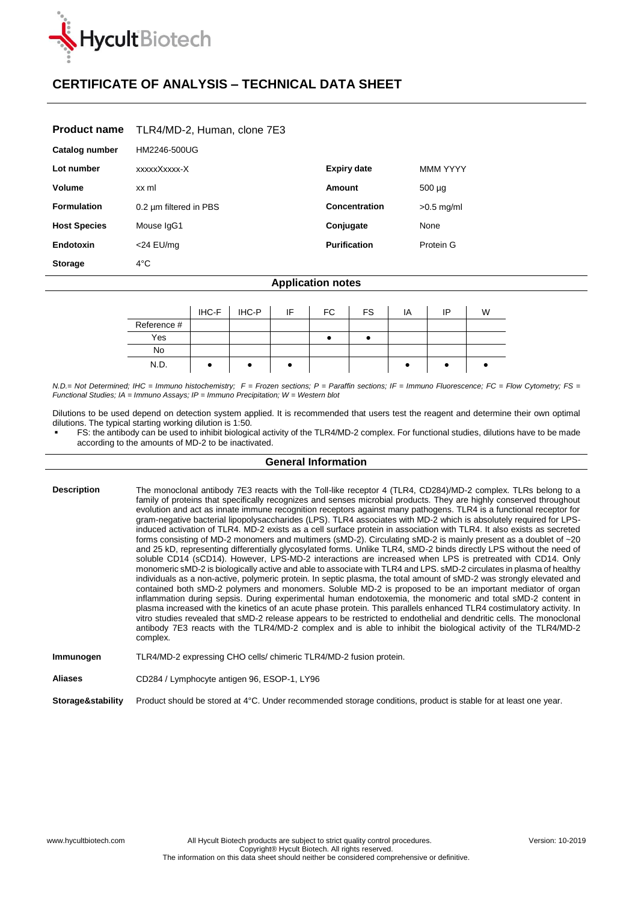# CERTIFICATE OF ANALYSIS – TECHNICAL DATA SHEET

| **Product name** | TLR4/MD-2, Human, clone 7E3 | | |
|---|---|---|---|
| **Catalog number** | HM2246-500UG | | |
| **Lot number** | xxxxxXxxxx-X | **Expiry date** | MMM YYYY |
| **Volume** | xx ml | **Amount** | 500 µg |
| **Formulation** | 0.2 µm filtered in PBS | **Concentration** | >0.5 mg/ml |
| **Host Species** | Mouse IgG1 | **Conjugate** | None |
| **Endotoxin** | <24 EU/mg | **Purification** | Protein G |
| **Storage** | 4°C | | |

## Application notes

| | IHC-F | IHC-P | IF | FC | FS | IA | IP | W |
|---|---|---|---|---|---|---|---|---|
| Reference # | | | | | | | | |
| Yes | | | | ● | ● | | | |
| No | | | | | | | | |
| N.D. | ● | ● | ● | | | ● | ● | ● |

*N.D.= Not Determined; IHC = Immuno histochemistry; F = Frozen sections; P = Paraffin sections; IF = Immuno Fluorescence; FC = Flow Cytometry; FS = Functional Studies; IA = Immuno Assays; IP = Immuno Precipitation; W = Western blot*

Dilutions to be used depend on detection system applied. It is recommended that users test the reagent and determine their own optimal dilutions. The typical starting working dilution is 1:50.

- FS: the antibody can be used to inhibit biological activity of the TLR4/MD-2 complex. For functional studies, dilutions have to be made according to the amounts of MD-2 to be inactivated.

## General Information

**Description**

The monoclonal antibody 7E3 reacts with the Toll-like receptor 4 (TLR4, CD284)/MD-2 complex. TLRs belong to a family of proteins that specifically recognizes and senses microbial products. They are highly conserved throughout evolution and act as innate immune recognition receptors against many pathogens. TLR4 is a functional receptor for gram-negative bacterial lipopolysaccharides (LPS). TLR4 associates with MD-2 which is absolutely required for LPS-induced activation of TLR4. MD-2 exists as a cell surface protein in association with TLR4. It also exists as secreted forms consisting of MD-2 monomers and multimers (sMD-2). Circulating sMD-2 is mainly present as a doublet of ~20 and 25 kD, representing differentially glycosylated forms. Unlike TLR4, sMD-2 binds directly LPS without the need of soluble CD14 (sCD14). However, LPS-MD-2 interactions are increased when LPS is pretreated with CD14. Only monomeric sMD-2 is biologically active and able to associate with TLR4 and LPS. sMD-2 circulates in plasma of healthy individuals as a non-active, polymeric protein. In septic plasma, the total amount of sMD-2 was strongly elevated and contained both sMD-2 polymers and monomers. Soluble MD-2 is proposed to be an important mediator of organ inflammation during sepsis. During experimental human endotoxemia, the monomeric and total sMD-2 content in plasma increased with the kinetics of an acute phase protein. This parallels enhanced TLR4 costimulatory activity. In vitro studies revealed that sMD-2 release appears to be restricted to endothelial and dendritic cells. The monoclonal antibody 7E3 reacts with the TLR4/MD-2 complex and is able to inhibit the biological activity of the TLR4/MD-2 complex.

**Immunogen**

TLR4/MD-2 expressing CHO cells/ chimeric TLR4/MD-2 fusion protein.

**Aliases**

CD284 / Lymphocyte antigen 96, ESOP-1, LY96

**Storage&stability**

Product should be stored at 4°C. Under recommended storage conditions, product is stable for at least one year.

www.hycultbiotech.com

All Hycult Biotech products are subject to strict quality control procedures.
Copyright® Hycult Biotech. All rights reserved.
The information on this data sheet should neither be considered comprehensive or definitive.

Version: 10-2019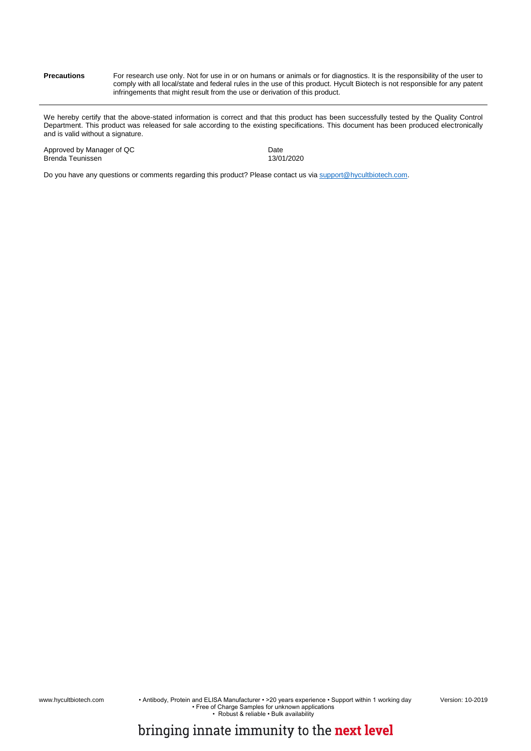**Precautions**

For research use only. Not for use in or on humans or animals or for diagnostics. It is the responsibility of the user to comply with all local/state and federal rules in the use of this product. Hycult Biotech is not responsible for any patent infringements that might result from the use or derivation of this product.

---

We hereby certify that the above-stated information is correct and that this product has been successfully tested by the Quality Control Department. This product was released for sale according to the existing specifications. This document has been produced electronically and is valid without a signature.

| | |
|---|---|
| Approved by Manager of QC | Date |
| Brenda Teunissen | 13/01/2020 |

Do you have any questions or comments regarding this product? Please contact us via support@hycultbiotech.com.

www.hycultbiotech.com • Antibody, Protein and ELISA Manufacturer • >20 years experience • Support within 1 working day • Free of Charge Samples for unknown applications • Robust & reliable • Bulk availability

Version: 10-2019

bringing innate immunity to the **next level**